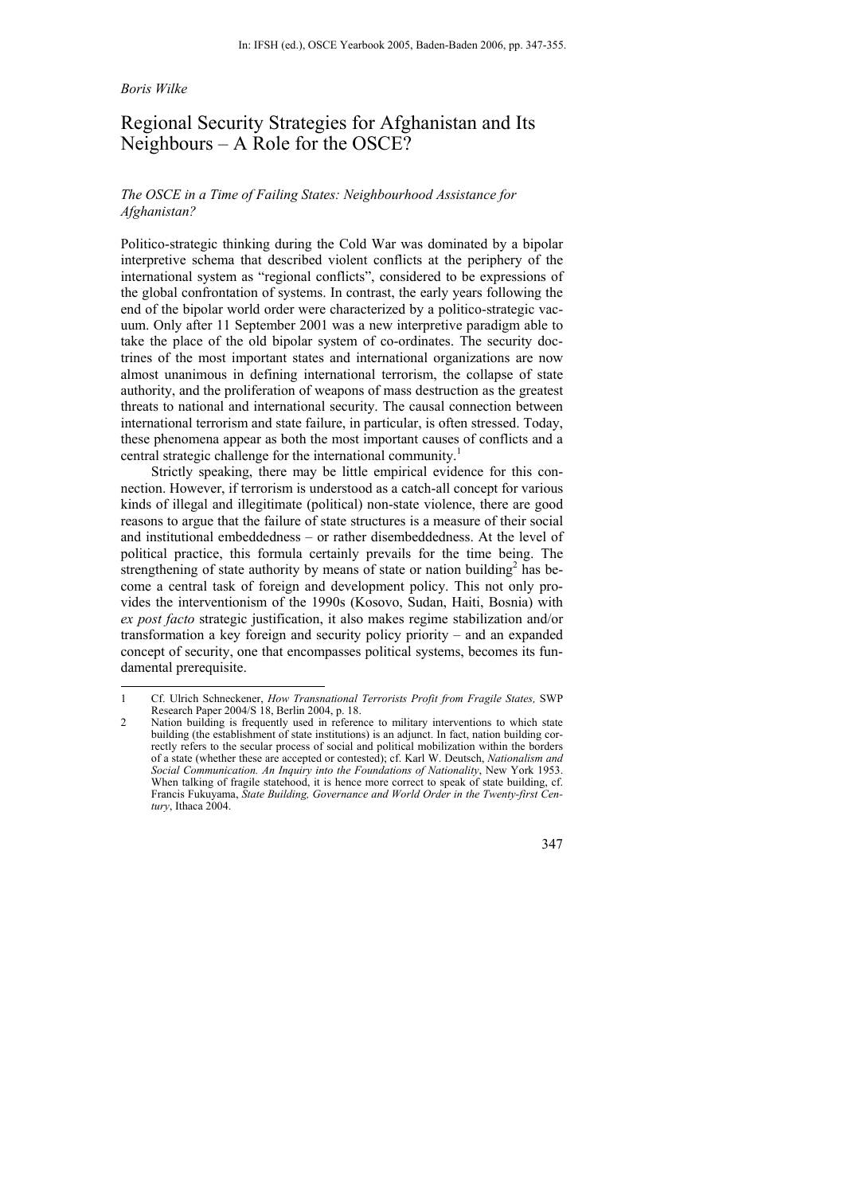In: IFSH (ed.), OSCE Yearbook 2005, Baden-Baden 2006, pp. 347-355.

*Boris Wilke*

# Regional Security Strategies for Afghanistan and Its Neighbours – A Role for the OSCE?

### *The OSCE in a Time of Failing States: Neighbourhood Assistance for Afghanistan?*

Politico-strategic thinking during the Cold War was dominated by a bipolar interpretive schema that described violent conflicts at the periphery of the international system as "regional conflicts", considered to be expressions of the global confrontation of systems. In contrast, the early years following the end of the bipolar world order were characterized by a politico-strategic vacuum. Only after 11 September 2001 was a new interpretive paradigm able to take the place of the old bipolar system of co-ordinates. The security doctrines of the most important states and international organizations are now almost unanimous in defining international terrorism, the collapse of state authority, and the proliferation of weapons of mass destruction as the greatest threats to national and international security. The causal connection between international terrorism and state failure, in particular, is often stressed. Today, these phenomena appear as both the most important causes of conflicts and a central strategic challenge for the international community.[1]

Strictly speaking, there may be little empirical evidence for this connection. However, if terrorism is understood as a catch-all concept for various kinds of illegal and illegitimate (political) non-state violence, there are good reasons to argue that the failure of state structures is a measure of their social and institutional embeddedness – or rather disembeddedness. At the level of political practice, this formula certainly prevails for the time being. The strengthening of state authority by means of state or nation building[2] has become a central task of foreign and development policy. This not only provides the interventionism of the 1990s (Kosovo, Sudan, Haiti, Bosnia) with *ex post facto* strategic justification, it also makes regime stabilization and/or transformation a key foreign and security policy priority – and an expanded concept of security, one that encompasses political systems, becomes its fundamental prerequisite.

---

1 Cf. Ulrich Schneckener, *How Transnational Terrorists Profit from Fragile States,* SWP Research Paper 2004/S 18, Berlin 2004, p. 18.

2 Nation building is frequently used in reference to military interventions to which state building (the establishment of state institutions) is an adjunct. In fact, nation building correctly refers to the secular process of social and political mobilization within the borders of a state (whether these are accepted or contested); cf. Karl W. Deutsch, *Nationalism and Social Communication. An Inquiry into the Foundations of Nationality*, New York 1953. When talking of fragile statehood, it is hence more correct to speak of state building, cf. Francis Fukuyama, *State Building, Governance and World Order in the Twenty-first Century*, Ithaca 2004.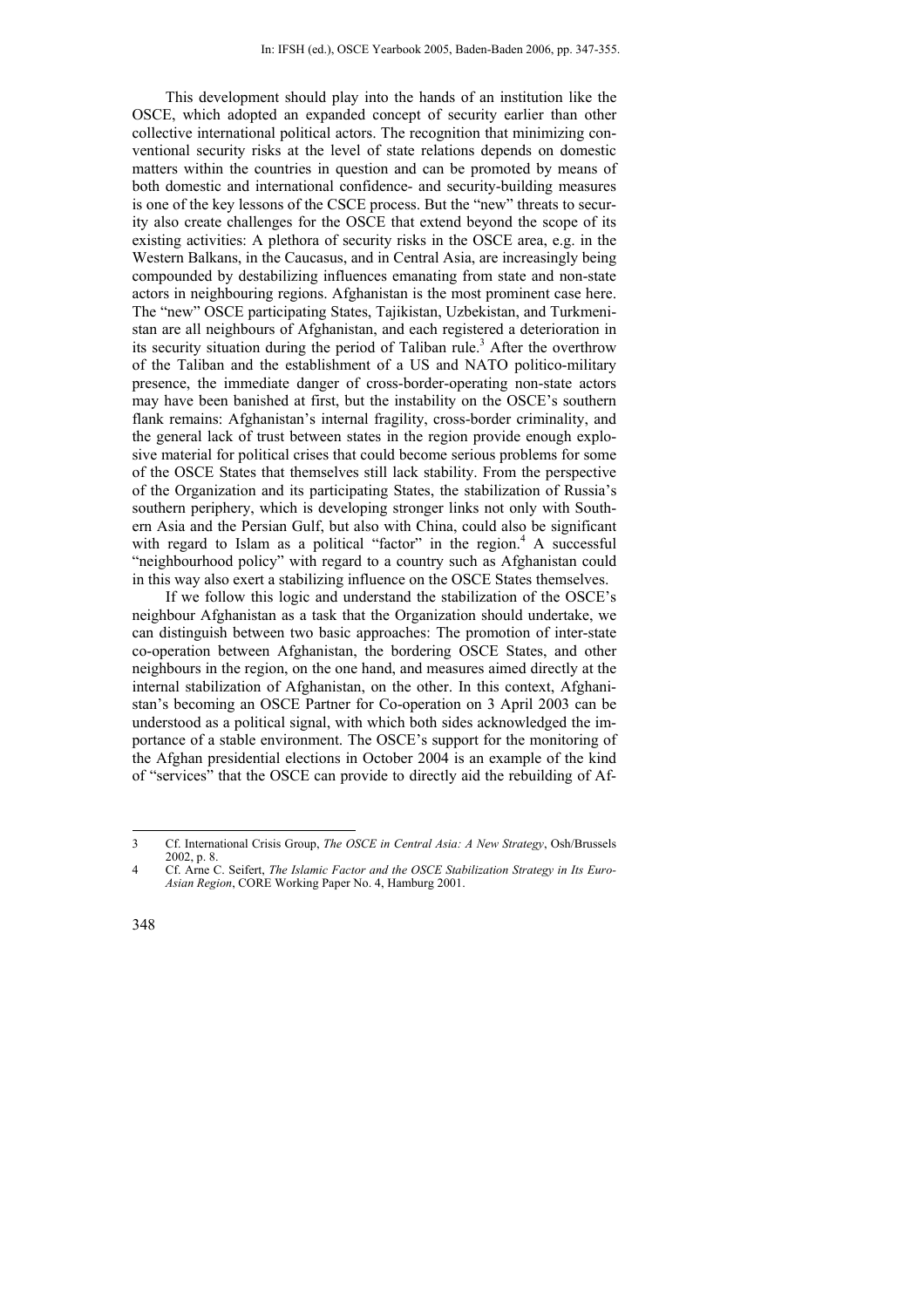This development should play into the hands of an institution like the OSCE, which adopted an expanded concept of security earlier than other collective international political actors. The recognition that minimizing conventional security risks at the level of state relations depends on domestic matters within the countries in question and can be promoted by means of both domestic and international confidence- and security-building measures is one of the key lessons of the CSCE process. But the "new" threats to security also create challenges for the OSCE that extend beyond the scope of its existing activities: A plethora of security risks in the OSCE area, e.g. in the Western Balkans, in the Caucasus, and in Central Asia, are increasingly being compounded by destabilizing influences emanating from state and non-state actors in neighbouring regions. Afghanistan is the most prominent case here. The "new" OSCE participating States, Tajikistan, Uzbekistan, and Turkmenistan are all neighbours of Afghanistan, and each registered a deterioration in its security situation during the period of Taliban rule.[3] After the overthrow of the Taliban and the establishment of a US and NATO politico-military presence, the immediate danger of cross-border-operating non-state actors may have been banished at first, but the instability on the OSCE's southern flank remains: Afghanistan's internal fragility, cross-border criminality, and the general lack of trust between states in the region provide enough explosive material for political crises that could become serious problems for some of the OSCE States that themselves still lack stability. From the perspective of the Organization and its participating States, the stabilization of Russia's southern periphery, which is developing stronger links not only with Southern Asia and the Persian Gulf, but also with China, could also be significant with regard to Islam as a political "factor" in the region.[4] A successful "neighbourhood policy" with regard to a country such as Afghanistan could in this way also exert a stabilizing influence on the OSCE States themselves.

If we follow this logic and understand the stabilization of the OSCE's neighbour Afghanistan as a task that the Organization should undertake, we can distinguish between two basic approaches: The promotion of inter-state co-operation between Afghanistan, the bordering OSCE States, and other neighbours in the region, on the one hand, and measures aimed directly at the internal stabilization of Afghanistan, on the other. In this context, Afghanistan's becoming an OSCE Partner for Co-operation on 3 April 2003 can be understood as a political signal, with which both sides acknowledged the importance of a stable environment. The OSCE's support for the monitoring of the Afghan presidential elections in October 2004 is an example of the kind of "services" that the OSCE can provide to directly aid the rebuilding of Af-

---

3 Cf. International Crisis Group, *The OSCE in Central Asia: A New Strategy*, Osh/Brussels 2002, p. 8.

4 Cf. Arne C. Seifert, *The Islamic Factor and the OSCE Stabilization Strategy in Its Euro-Asian Region*, CORE Working Paper No. 4, Hamburg 2001.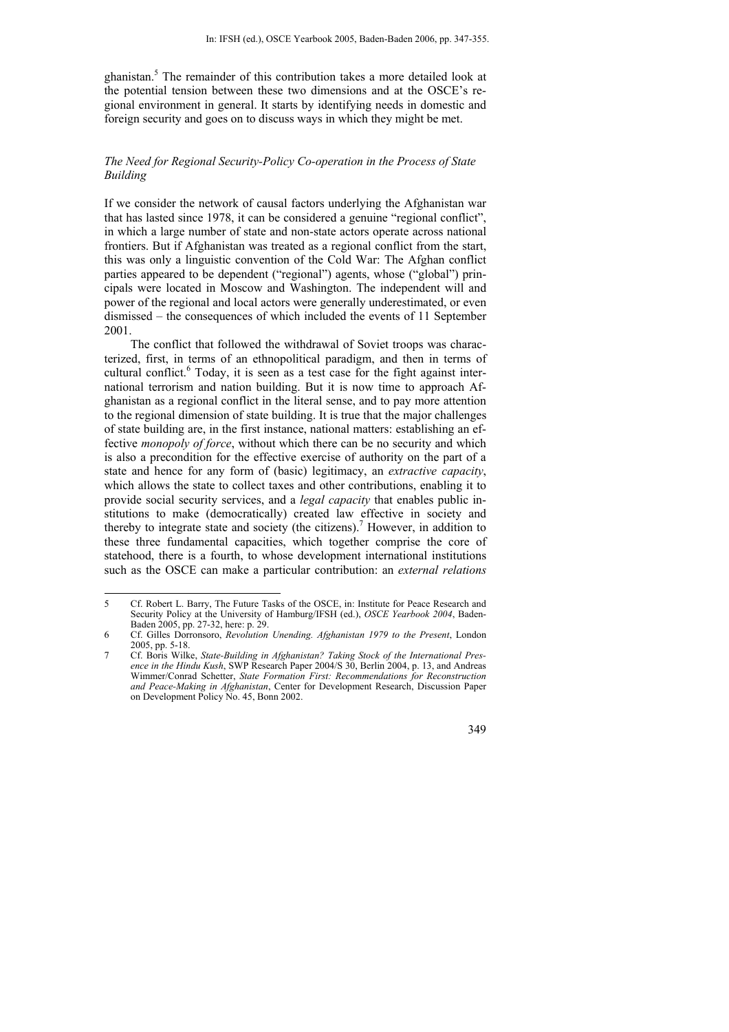ghanistan.[5] The remainder of this contribution takes a more detailed look at the potential tension between these two dimensions and at the OSCE's regional environment in general. It starts by identifying needs in domestic and foreign security and goes on to discuss ways in which they might be met.

### *The Need for Regional Security-Policy Co-operation in the Process of State Building*

If we consider the network of causal factors underlying the Afghanistan war that has lasted since 1978, it can be considered a genuine "regional conflict", in which a large number of state and non-state actors operate across national frontiers. But if Afghanistan was treated as a regional conflict from the start, this was only a linguistic convention of the Cold War: The Afghan conflict parties appeared to be dependent ("regional") agents, whose ("global") principals were located in Moscow and Washington. The independent will and power of the regional and local actors were generally underestimated, or even dismissed – the consequences of which included the events of 11 September 2001.

The conflict that followed the withdrawal of Soviet troops was characterized, first, in terms of an ethnopolitical paradigm, and then in terms of cultural conflict.[6] Today, it is seen as a test case for the fight against international terrorism and nation building. But it is now time to approach Afghanistan as a regional conflict in the literal sense, and to pay more attention to the regional dimension of state building. It is true that the major challenges of state building are, in the first instance, national matters: establishing an effective *monopoly of force*, without which there can be no security and which is also a precondition for the effective exercise of authority on the part of a state and hence for any form of (basic) legitimacy, an *extractive capacity*, which allows the state to collect taxes and other contributions, enabling it to provide social security services, and a *legal capacity* that enables public institutions to make (democratically) created law effective in society and thereby to integrate state and society (the citizens).[7] However, in addition to these three fundamental capacities, which together comprise the core of statehood, there is a fourth, to whose development international institutions such as the OSCE can make a particular contribution: an *external relations*

---

5 Cf. Robert L. Barry, The Future Tasks of the OSCE, in: Institute for Peace Research and Security Policy at the University of Hamburg/IFSH (ed.), *OSCE Yearbook 2004*, Baden-Baden 2005, pp. 27-32, here: p. 29.

6 Cf. Gilles Dorronsoro, *Revolution Unending. Afghanistan 1979 to the Present*, London 2005, pp. 5-18.

7 Cf. Boris Wilke, *State-Building in Afghanistan? Taking Stock of the International Presence in the Hindu Kush*, SWP Research Paper 2004/S 30, Berlin 2004, p. 13, and Andreas Wimmer/Conrad Schetter, *State Formation First: Recommendations for Reconstruction and Peace-Making in Afghanistan*, Center for Development Research, Discussion Paper on Development Policy No. 45, Bonn 2002.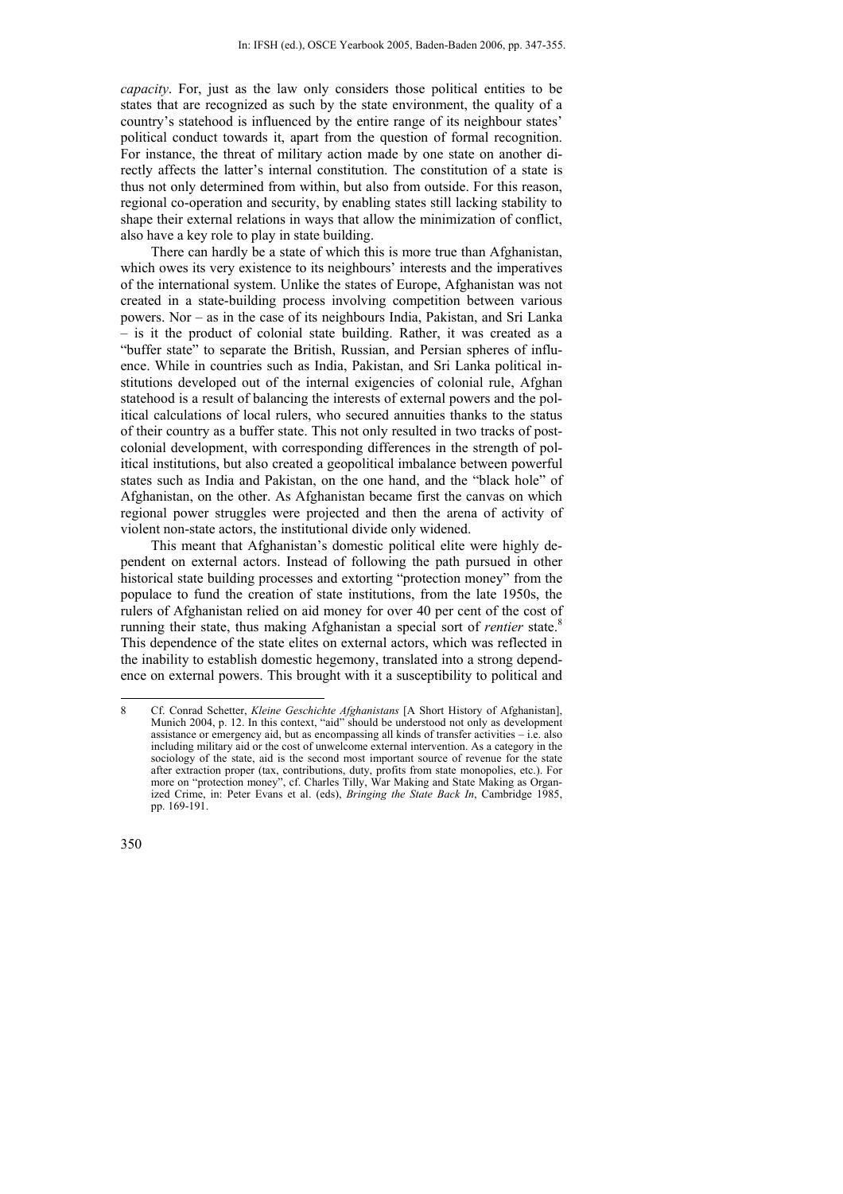*capacity*. For, just as the law only considers those political entities to be states that are recognized as such by the state environment, the quality of a country's statehood is influenced by the entire range of its neighbour states' political conduct towards it, apart from the question of formal recognition. For instance, the threat of military action made by one state on another directly affects the latter's internal constitution. The constitution of a state is thus not only determined from within, but also from outside. For this reason, regional co-operation and security, by enabling states still lacking stability to shape their external relations in ways that allow the minimization of conflict, also have a key role to play in state building.

There can hardly be a state of which this is more true than Afghanistan, which owes its very existence to its neighbours' interests and the imperatives of the international system. Unlike the states of Europe, Afghanistan was not created in a state-building process involving competition between various powers. Nor – as in the case of its neighbours India, Pakistan, and Sri Lanka – is it the product of colonial state building. Rather, it was created as a "buffer state" to separate the British, Russian, and Persian spheres of influence. While in countries such as India, Pakistan, and Sri Lanka political institutions developed out of the internal exigencies of colonial rule, Afghan statehood is a result of balancing the interests of external powers and the political calculations of local rulers, who secured annuities thanks to the status of their country as a buffer state. This not only resulted in two tracks of post-colonial development, with corresponding differences in the strength of political institutions, but also created a geopolitical imbalance between powerful states such as India and Pakistan, on the one hand, and the "black hole" of Afghanistan, on the other. As Afghanistan became first the canvas on which regional power struggles were projected and then the arena of activity of violent non-state actors, the institutional divide only widened.

This meant that Afghanistan's domestic political elite were highly dependent on external actors. Instead of following the path pursued in other historical state building processes and extorting "protection money" from the populace to fund the creation of state institutions, from the late 1950s, the rulers of Afghanistan relied on aid money for over 40 per cent of the cost of running their state, thus making Afghanistan a special sort of *rentier* state.[8] This dependence of the state elites on external actors, which was reflected in the inability to establish domestic hegemony, translated into a strong dependence on external powers. This brought with it a susceptibility to political and

---

8 Cf. Conrad Schetter, *Kleine Geschichte Afghanistans* [A Short History of Afghanistan], Munich 2004, p. 12. In this context, "aid" should be understood not only as development assistance or emergency aid, but as encompassing all kinds of transfer activities – i.e. also including military aid or the cost of unwelcome external intervention. As a category in the sociology of the state, aid is the second most important source of revenue for the state after extraction proper (tax, contributions, duty, profits from state monopolies, etc.). For more on "protection money", cf. Charles Tilly, War Making and State Making as Organized Crime, in: Peter Evans et al. (eds), *Bringing the State Back In*, Cambridge 1985, pp. 169-191.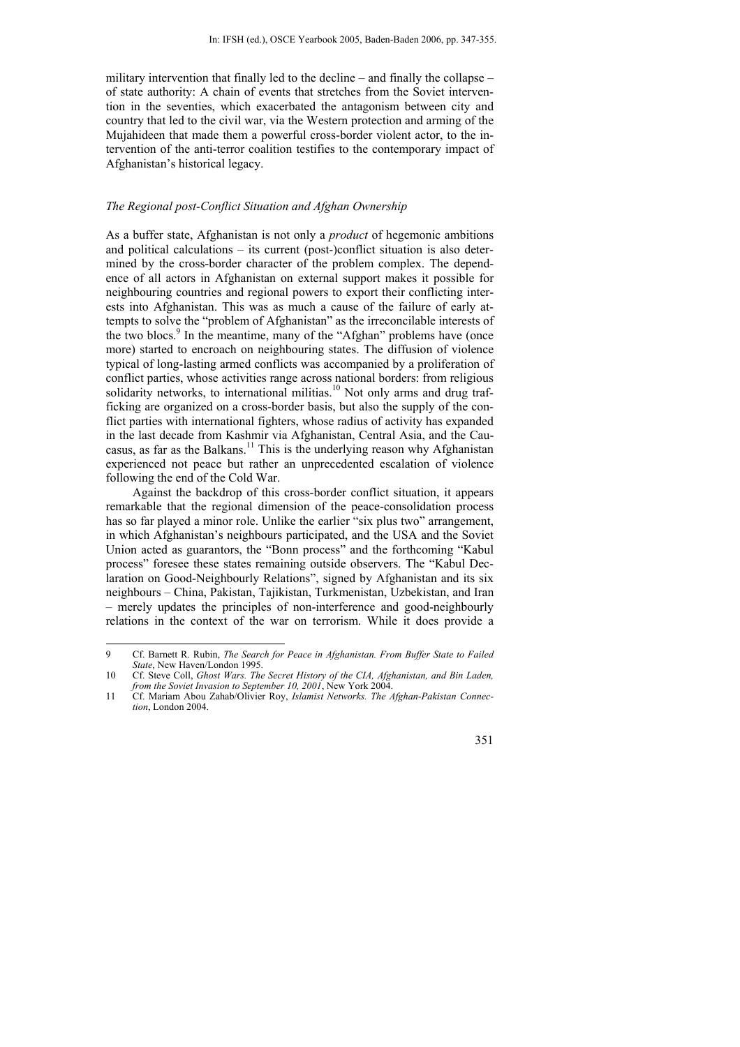military intervention that finally led to the decline – and finally the collapse – of state authority: A chain of events that stretches from the Soviet intervention in the seventies, which exacerbated the antagonism between city and country that led to the civil war, via the Western protection and arming of the Mujahideen that made them a powerful cross-border violent actor, to the intervention of the anti-terror coalition testifies to the contemporary impact of Afghanistan's historical legacy.

### *The Regional post-Conflict Situation and Afghan Ownership*

As a buffer state, Afghanistan is not only a *product* of hegemonic ambitions and political calculations – its current (post-)conflict situation is also determined by the cross-border character of the problem complex. The dependence of all actors in Afghanistan on external support makes it possible for neighbouring countries and regional powers to export their conflicting interests into Afghanistan. This was as much a cause of the failure of early attempts to solve the "problem of Afghanistan" as the irreconcilable interests of the two blocs.[9] In the meantime, many of the "Afghan" problems have (once more) started to encroach on neighbouring states. The diffusion of violence typical of long-lasting armed conflicts was accompanied by a proliferation of conflict parties, whose activities range across national borders: from religious solidarity networks, to international militias.[10] Not only arms and drug trafficking are organized on a cross-border basis, but also the supply of the conflict parties with international fighters, whose radius of activity has expanded in the last decade from Kashmir via Afghanistan, Central Asia, and the Caucasus, as far as the Balkans.[11] This is the underlying reason why Afghanistan experienced not peace but rather an unprecedented escalation of violence following the end of the Cold War.

Against the backdrop of this cross-border conflict situation, it appears remarkable that the regional dimension of the peace-consolidation process has so far played a minor role. Unlike the earlier "six plus two" arrangement, in which Afghanistan's neighbours participated, and the USA and the Soviet Union acted as guarantors, the "Bonn process" and the forthcoming "Kabul process" foresee these states remaining outside observers. The "Kabul Declaration on Good-Neighbourly Relations", signed by Afghanistan and its six neighbours – China, Pakistan, Tajikistan, Turkmenistan, Uzbekistan, and Iran – merely updates the principles of non-interference and good-neighbourly relations in the context of the war on terrorism. While it does provide a

---

9 Cf. Barnett R. Rubin, *The Search for Peace in Afghanistan. From Buffer State to Failed State*, New Haven/London 1995.

10 Cf. Steve Coll, *Ghost Wars. The Secret History of the CIA, Afghanistan, and Bin Laden, from the Soviet Invasion to September 10, 2001*, New York 2004.

11 Cf. Mariam Abou Zahab/Olivier Roy, *Islamist Networks. The Afghan-Pakistan Connection*, London 2004.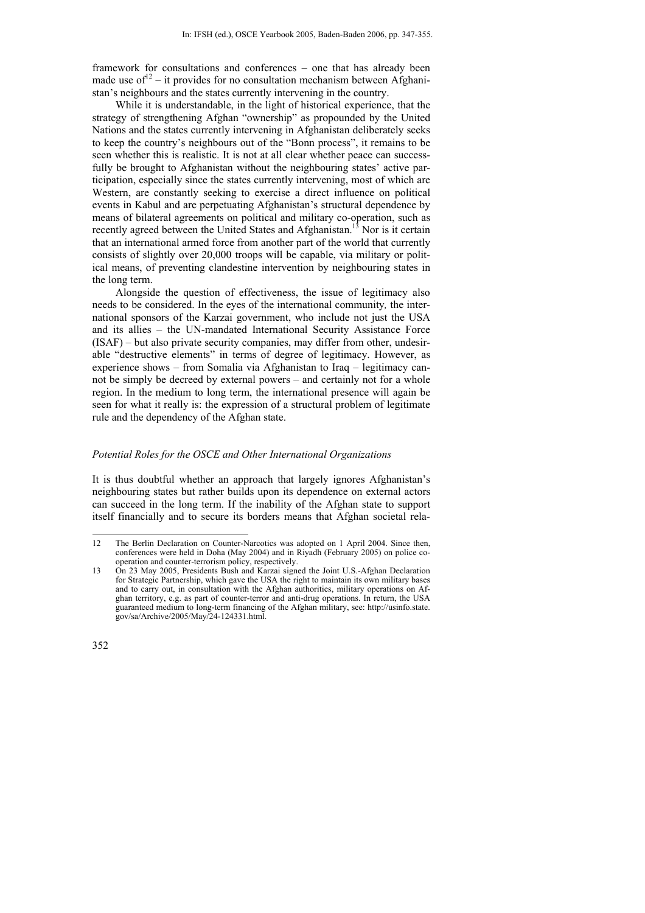framework for consultations and conferences – one that has already been made use of[12] – it provides for no consultation mechanism between Afghanistan's neighbours and the states currently intervening in the country.

While it is understandable, in the light of historical experience, that the strategy of strengthening Afghan "ownership" as propounded by the United Nations and the states currently intervening in Afghanistan deliberately seeks to keep the country's neighbours out of the "Bonn process", it remains to be seen whether this is realistic. It is not at all clear whether peace can successfully be brought to Afghanistan without the neighbouring states' active participation, especially since the states currently intervening, most of which are Western, are constantly seeking to exercise a direct influence on political events in Kabul and are perpetuating Afghanistan's structural dependence by means of bilateral agreements on political and military co-operation, such as recently agreed between the United States and Afghanistan.[13] Nor is it certain that an international armed force from another part of the world that currently consists of slightly over 20,000 troops will be capable, via military or political means, of preventing clandestine intervention by neighbouring states in the long term.

Alongside the question of effectiveness, the issue of legitimacy also needs to be considered. In the eyes of the international community, the international sponsors of the Karzai government, who include not just the USA and its allies – the UN-mandated International Security Assistance Force (ISAF) – but also private security companies, may differ from other, undesirable "destructive elements" in terms of degree of legitimacy. However, as experience shows – from Somalia via Afghanistan to Iraq – legitimacy cannot be simply be decreed by external powers – and certainly not for a whole region. In the medium to long term, the international presence will again be seen for what it really is: the expression of a structural problem of legitimate rule and the dependency of the Afghan state.

### *Potential Roles for the OSCE and Other International Organizations*

It is thus doubtful whether an approach that largely ignores Afghanistan's neighbouring states but rather builds upon its dependence on external actors can succeed in the long term. If the inability of the Afghan state to support itself financially and to secure its borders means that Afghan societal rela-

---

12 The Berlin Declaration on Counter-Narcotics was adopted on 1 April 2004. Since then, conferences were held in Doha (May 2004) and in Riyadh (February 2005) on police co-operation and counter-terrorism policy, respectively.

13 On 23 May 2005, Presidents Bush and Karzai signed the Joint U.S.-Afghan Declaration for Strategic Partnership, which gave the USA the right to maintain its own military bases and to carry out, in consultation with the Afghan authorities, military operations on Afghan territory, e.g. as part of counter-terror and anti-drug operations. In return, the USA guaranteed medium to long-term financing of the Afghan military, see: http://usinfo.state.gov/sa/Archive/2005/May/24-124331.html.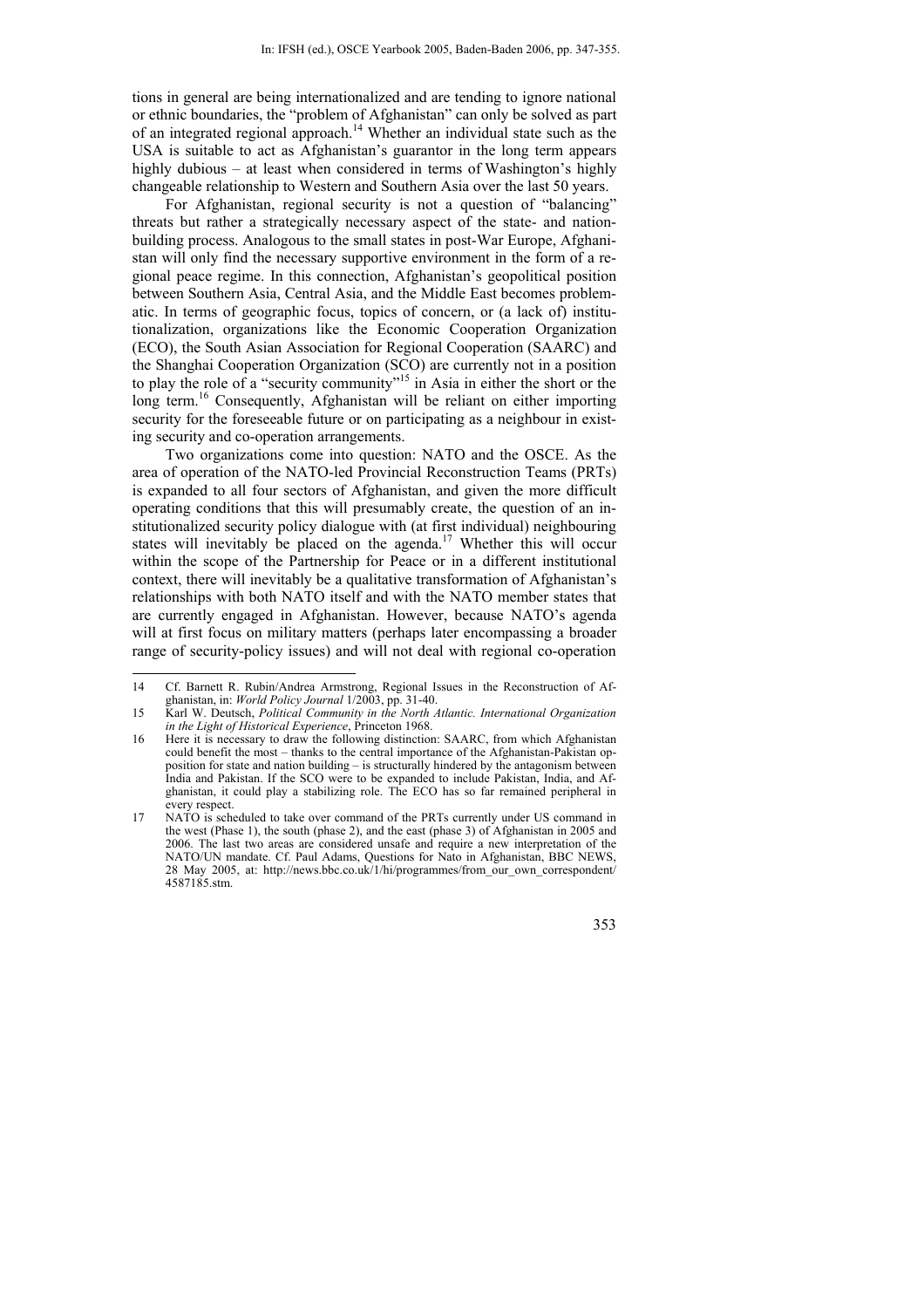tions in general are being internationalized and are tending to ignore national or ethnic boundaries, the "problem of Afghanistan" can only be solved as part of an integrated regional approach.[14] Whether an individual state such as the USA is suitable to act as Afghanistan's guarantor in the long term appears highly dubious – at least when considered in terms of Washington's highly changeable relationship to Western and Southern Asia over the last 50 years.

For Afghanistan, regional security is not a question of "balancing" threats but rather a strategically necessary aspect of the state- and nation-building process. Analogous to the small states in post-War Europe, Afghanistan will only find the necessary supportive environment in the form of a regional peace regime. In this connection, Afghanistan's geopolitical position between Southern Asia, Central Asia, and the Middle East becomes problematic. In terms of geographic focus, topics of concern, or (a lack of) institutionalization, organizations like the Economic Cooperation Organization (ECO), the South Asian Association for Regional Cooperation (SAARC) and the Shanghai Cooperation Organization (SCO) are currently not in a position to play the role of a "security community"[15] in Asia in either the short or the long term.[16] Consequently, Afghanistan will be reliant on either importing security for the foreseeable future or on participating as a neighbour in existing security and co-operation arrangements.

Two organizations come into question: NATO and the OSCE. As the area of operation of the NATO-led Provincial Reconstruction Teams (PRTs) is expanded to all four sectors of Afghanistan, and given the more difficult operating conditions that this will presumably create, the question of an institutionalized security policy dialogue with (at first individual) neighbouring states will inevitably be placed on the agenda.[17] Whether this will occur within the scope of the Partnership for Peace or in a different institutional context, there will inevitably be a qualitative transformation of Afghanistan's relationships with both NATO itself and with the NATO member states that are currently engaged in Afghanistan. However, because NATO's agenda will at first focus on military matters (perhaps later encompassing a broader range of security-policy issues) and will not deal with regional co-operation

---

14 Cf. Barnett R. Rubin/Andrea Armstrong, Regional Issues in the Reconstruction of Afghanistan, in: *World Policy Journal* 1/2003, pp. 31-40.

15 Karl W. Deutsch, *Political Community in the North Atlantic. International Organization in the Light of Historical Experience*, Princeton 1968.

16 Here it is necessary to draw the following distinction: SAARC, from which Afghanistan could benefit the most – thanks to the central importance of the Afghanistan-Pakistan opposition for state and nation building – is structurally hindered by the antagonism between India and Pakistan. If the SCO were to be expanded to include Pakistan, India, and Afghanistan, it could play a stabilizing role. The ECO has so far remained peripheral in every respect.

17 NATO is scheduled to take over command of the PRTs currently under US command in the west (Phase 1), the south (phase 2), and the east (phase 3) of Afghanistan in 2005 and 2006. The last two areas are considered unsafe and require a new interpretation of the NATO/UN mandate. Cf. Paul Adams, Questions for Nato in Afghanistan, BBC NEWS, 28 May 2005, at: http://news.bbc.co.uk/1/hi/programmes/from_our_own_correspondent/4587185.stm.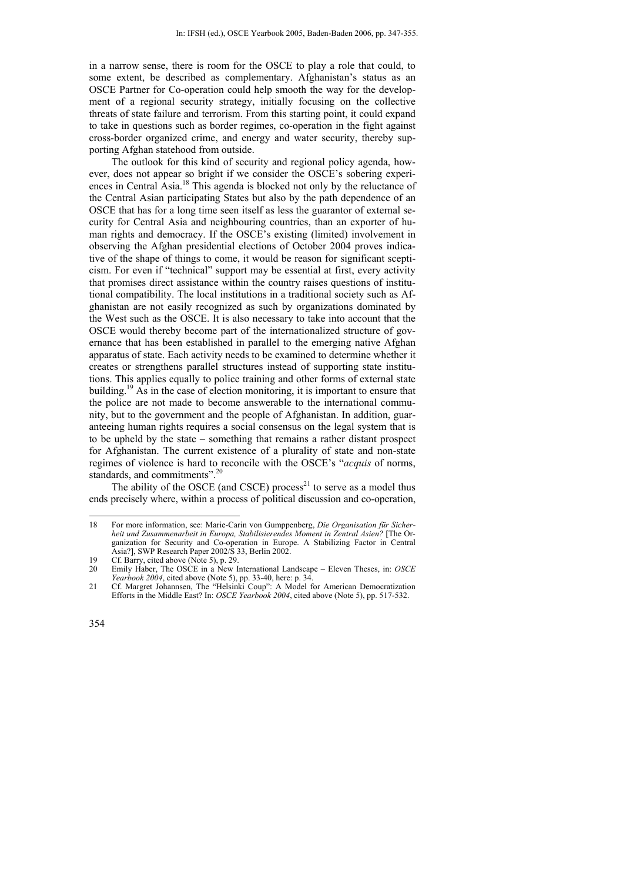in a narrow sense, there is room for the OSCE to play a role that could, to some extent, be described as complementary. Afghanistan's status as an OSCE Partner for Co-operation could help smooth the way for the development of a regional security strategy, initially focusing on the collective threats of state failure and terrorism. From this starting point, it could expand to take in questions such as border regimes, co-operation in the fight against cross-border organized crime, and energy and water security, thereby supporting Afghan statehood from outside.

The outlook for this kind of security and regional policy agenda, however, does not appear so bright if we consider the OSCE's sobering experiences in Central Asia.[18] This agenda is blocked not only by the reluctance of the Central Asian participating States but also by the path dependence of an OSCE that has for a long time seen itself as less the guarantor of external security for Central Asia and neighbouring countries, than an exporter of human rights and democracy. If the OSCE's existing (limited) involvement in observing the Afghan presidential elections of October 2004 proves indicative of the shape of things to come, it would be reason for significant scepticism. For even if "technical" support may be essential at first, every activity that promises direct assistance within the country raises questions of institutional compatibility. The local institutions in a traditional society such as Afghanistan are not easily recognized as such by organizations dominated by the West such as the OSCE. It is also necessary to take into account that the OSCE would thereby become part of the internationalized structure of governance that has been established in parallel to the emerging native Afghan apparatus of state. Each activity needs to be examined to determine whether it creates or strengthens parallel structures instead of supporting state institutions. This applies equally to police training and other forms of external state building.[19] As in the case of election monitoring, it is important to ensure that the police are not made to become answerable to the international community, but to the government and the people of Afghanistan. In addition, guaranteeing human rights requires a social consensus on the legal system that is to be upheld by the state – something that remains a rather distant prospect for Afghanistan. The current existence of a plurality of state and non-state regimes of violence is hard to reconcile with the OSCE's "*acquis* of norms, standards, and commitments".[20]

The ability of the OSCE (and CSCE) process[21] to serve as a model thus ends precisely where, within a process of political discussion and co-operation,

---

18 For more information, see: Marie-Carin von Gumppenberg, *Die Organisation für Sicherheit und Zusammenarbeit in Europa, Stabilisierendes Moment in Zentral Asien?* [The Organization for Security and Co-operation in Europe. A Stabilizing Factor in Central Asia?], SWP Research Paper 2002/S 33, Berlin 2002.

19 Cf. Barry, cited above (Note 5), p. 29.

20 Emily Haber, The OSCE in a New International Landscape – Eleven Theses, in: *OSCE Yearbook 2004*, cited above (Note 5), pp. 33-40, here: p. 34.

21 Cf. Margret Johannsen, The "Helsinki Coup": A Model for American Democratization Efforts in the Middle East? In: *OSCE Yearbook 2004*, cited above (Note 5), pp. 517-532.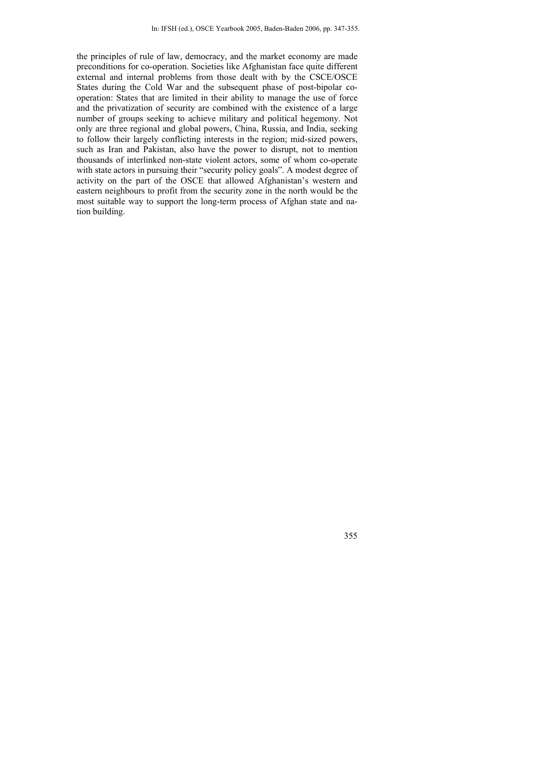the principles of rule of law, democracy, and the market economy are made preconditions for co-operation. Societies like Afghanistan face quite different external and internal problems from those dealt with by the CSCE/OSCE States during the Cold War and the subsequent phase of post-bipolar co-operation: States that are limited in their ability to manage the use of force and the privatization of security are combined with the existence of a large number of groups seeking to achieve military and political hegemony. Not only are three regional and global powers, China, Russia, and India, seeking to follow their largely conflicting interests in the region; mid-sized powers, such as Iran and Pakistan, also have the power to disrupt, not to mention thousands of interlinked non-state violent actors, some of whom co-operate with state actors in pursuing their "security policy goals". A modest degree of activity on the part of the OSCE that allowed Afghanistan's western and eastern neighbours to profit from the security zone in the north would be the most suitable way to support the long-term process of Afghan state and nation building.